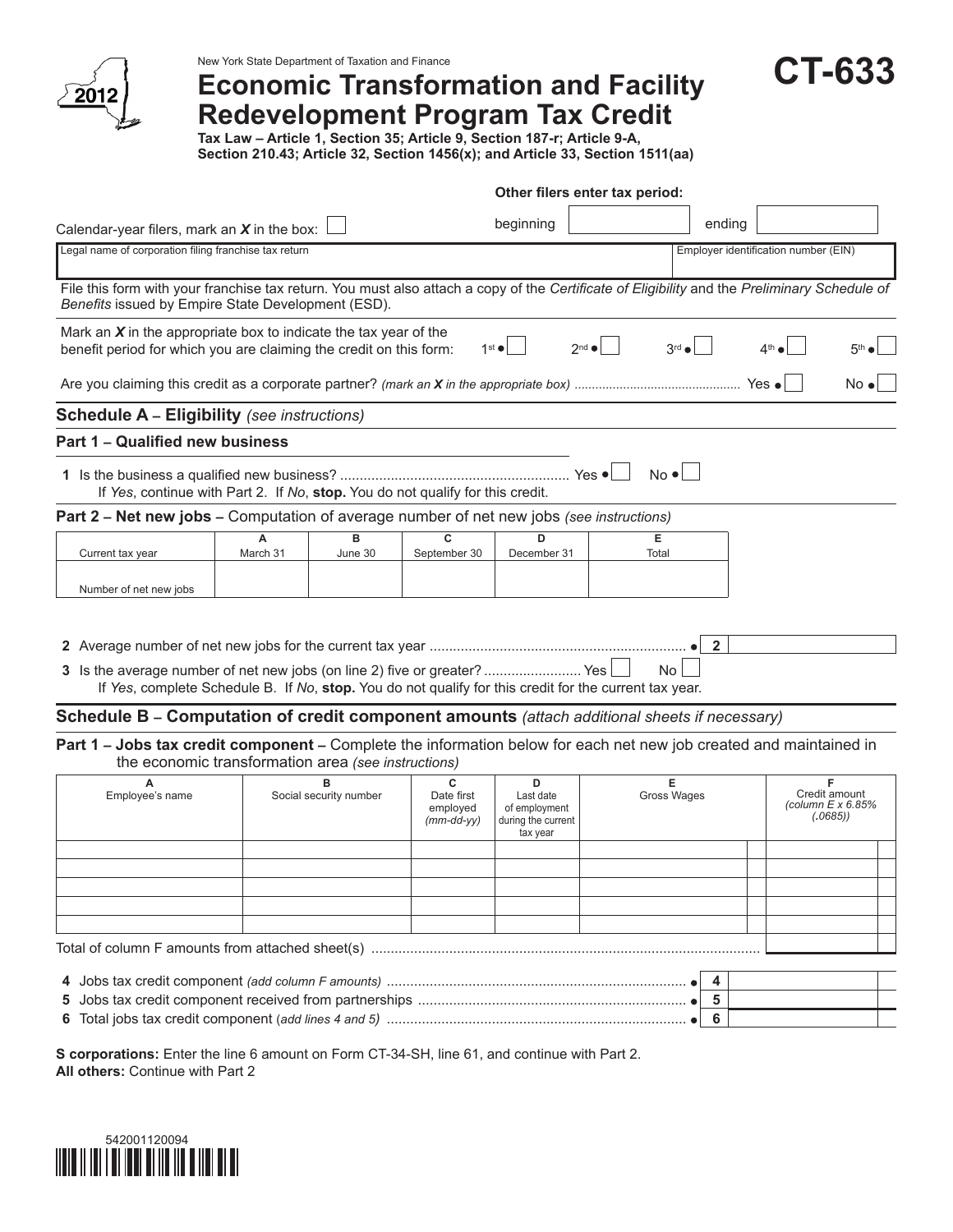New York State Department of Taxation and Finance

2012

# Economic Transformation and Facility Redevelopment Program Tax Credit

**CT-633**

**Tax Law – Article 1, Section 35; Article 9, Section 187-r; Article 9-A, Section 210.43; Article 32, Section 1456(x); and Article 33, Section 1511(aa)**

Calendar-year filers, mark an *X* in the box: ☐

**Other filers enter tax period:** beginning ______ ending ______

| Legal name of corporation filing franchise tax return | Employer identification number (EIN) |
|---|---|
| | |

File this form with your franchise tax return. You must also attach a copy of the *Certificate of Eligibility* and the *Preliminary Schedule of Benefits* issued by Empire State Development (ESD).

Mark an *X* in the appropriate box to indicate the tax year of the benefit period for which you are claiming the credit on this form: 1st ● ☐ 2nd ● ☐ 3rd ● ☐ 4th ● ☐ 5th ● ☐

Are you claiming this credit as a corporate partner? *(mark an X in the appropriate box)* .............................................. Yes ● ☐ No ● ☐

## Schedule A – Eligibility *(see instructions)*

### Part 1 – Qualified new business

**1** Is the business a qualified new business? .......................................................... Yes ● ☐ No ● ☐

If *Yes*, continue with Part 2. If *No*, **stop.** You do not qualify for this credit.

### Part 2 – Net new jobs – Computation of average number of net new jobs *(see instructions)*

| Current tax year | A March 31 | B June 30 | C September 30 | D December 31 | E Total |
|---|---|---|---|---|---|
| Number of net new jobs | | | | | |

**2** Average number of net new jobs for the current tax year ................................................................. ● **2** ______

**3** Is the average number of net new jobs (on line 2) five or greater? ......................... Yes ☐ No ☐

If *Yes*, complete Schedule B. If *No*, **stop.** You do not qualify for this credit for the current tax year.

## Schedule B – Computation of credit component amounts *(attach additional sheets if necessary)*

### Part 1 – Jobs tax credit component – Complete the information below for each net new job created and maintained in the economic transformation area *(see instructions)*

| A Employee's name | B Social security number | C Date first employed *(mm-dd-yy)* | D Last date of employment during the current tax year | E Gross Wages | F Credit amount *(column E x 6.85% (.0685))* |
|---|---|---|---|---|---|
| | | | | | |
| | | | | | |
| | | | | | |
| | | | | | |
| | | | | | |
| Total of column F amounts from attached sheet(s) | | | | | |

**4** Jobs tax credit component *(add column F amounts)* ............................................................................ ● **4** ______

**5** Jobs tax credit component received from partnerships .................................................................... ● **5** ______

**6** Total jobs tax credit component (*add lines 4 and 5)* ............................................................................ ● **6** ______

**S corporations:** Enter the line 6 amount on Form CT-34-SH, line 61, and continue with Part 2.
**All others:** Continue with Part 2

542001120094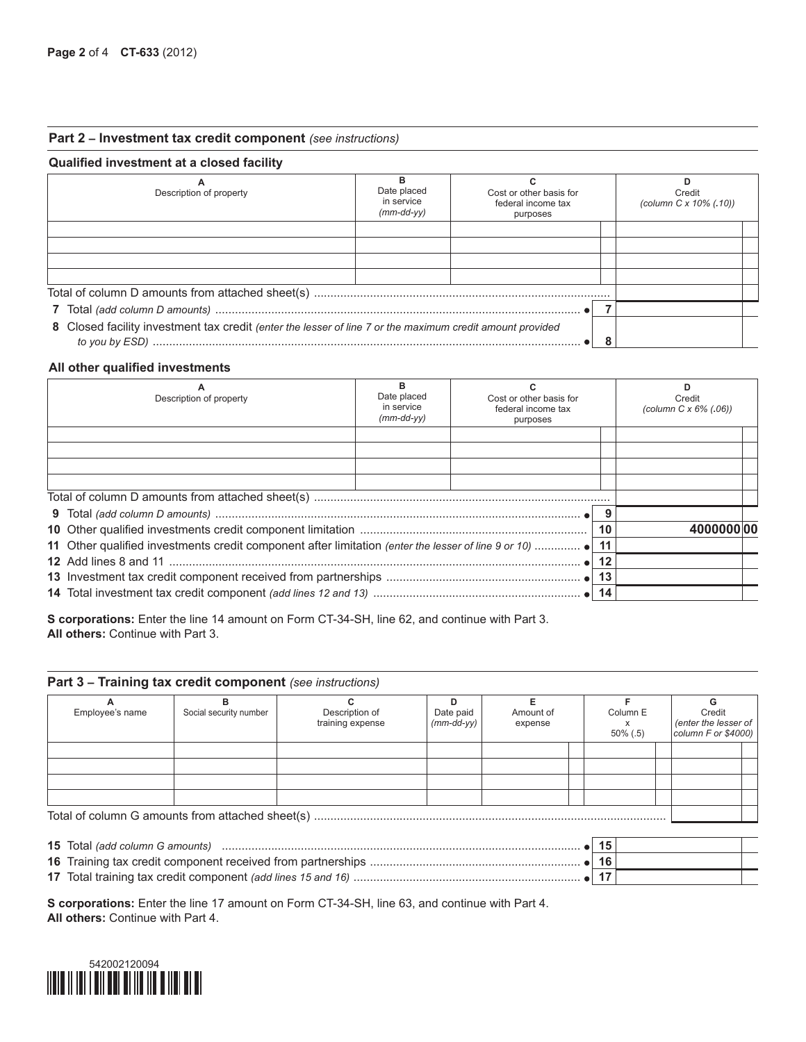## Part 2 – Investment tax credit component *(see instructions)*

### Qualified investment at a closed facility

| A Description of property | B Date placed in service *(mm-dd-yy)* | C Cost or other basis for federal income tax purposes | D Credit *(column C x 10% (.10))* |
|---|---|---|---|
| | | | |
| | | | |
| | | | |
| | | | |

Total of column D amounts from attached sheet(s) ..........

| | | |
|---|---|---|
| **7** Total *(add column D amounts)* .......... | **7** | |
| **8** Closed facility investment tax credit *(enter the lesser of line 7 or the maximum credit amount provided to you by ESD)* .......... | **8** | |

### All other qualified investments

| A Description of property | B Date placed in service *(mm-dd-yy)* | C Cost or other basis for federal income tax purposes | D Credit *(column C x 6% (.06))* |
|---|---|---|---|
| | | | |
| | | | |
| | | | |
| | | | |

Total of column D amounts from attached sheet(s) ..........

| | | |
|---|---|---|
| **9** Total *(add column D amounts)* .......... | **9** | |
| **10** Other qualified investments credit component limitation .......... | **10** | 4000000 00 |
| **11** Other qualified investments credit component after limitation *(enter the lesser of line 9 or 10)* .......... | **11** | |
| **12** Add lines 8 and 11 .......... | **12** | |
| **13** Investment tax credit component received from partnerships .......... | **13** | |
| **14** Total investment tax credit component *(add lines 12 and 13)* .......... | **14** | |

**S corporations:** Enter the line 14 amount on Form CT-34-SH, line 62, and continue with Part 3.
**All others:** Continue with Part 3.

## Part 3 – Training tax credit component *(see instructions)*

| A Employee's name | B Social security number | C Description of training expense | D Date paid *(mm-dd-yy)* | E Amount of expense | F Column E x 50% (.5) | G Credit *(enter the lesser of column F or $4000)* |
|---|---|---|---|---|---|---|
| | | | | | | |
| | | | | | | |
| | | | | | | |
| | | | | | | |

Total of column G amounts from attached sheet(s) ..........

| | | |
|---|---|---|
| **15** Total *(add column G amounts)* .......... | **15** | |
| **16** Training tax credit component received from partnerships .......... | **16** | |
| **17** Total training tax credit component *(add lines 15 and 16)* .......... | **17** | |

**S corporations:** Enter the line 17 amount on Form CT-34-SH, line 63, and continue with Part 4.
**All others:** Continue with Part 4.

542002120094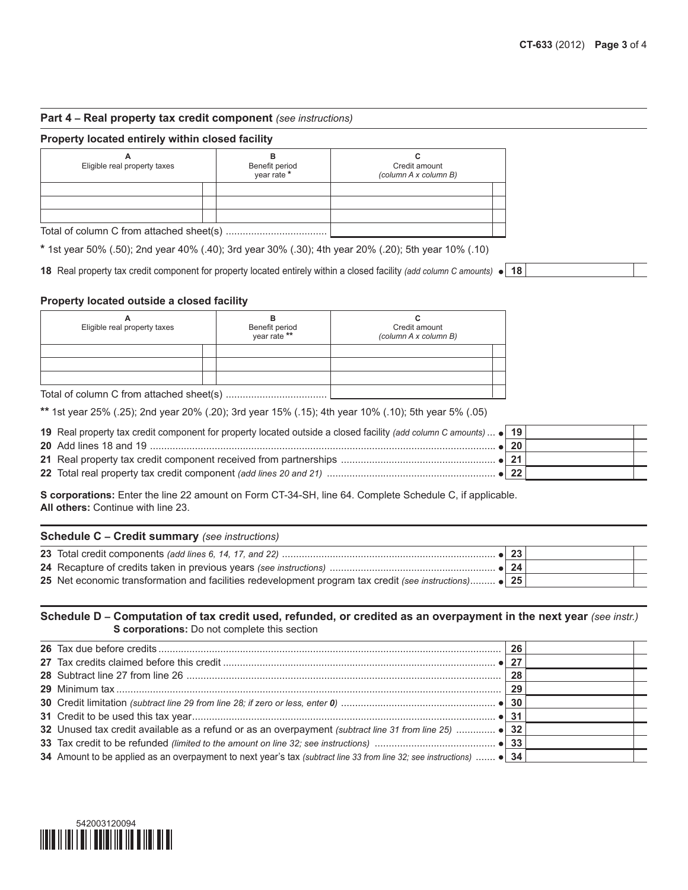## Part 4 – Real property tax credit component *(see instructions)*

### Property located entirely within closed facility

| A<br>Eligible real property taxes | B<br>Benefit period year rate * | C<br>Credit amount *(column A x column B)* |
|---|---|---|
| | | |
| | | |
| | | |
| Total of column C from attached sheet(s) .................................... | | |

\* 1st year 50% (.50); 2nd year 40% (.40); 3rd year 30% (.30); 4th year 20% (.20); 5th year 10% (.10)

| | | |
|---|---|---|
| **18** Real property tax credit component for property located entirely within a closed facility *(add column C amounts)* ● | **18** | |

### Property located outside a closed facility

| A<br>Eligible real property taxes | B<br>Benefit period year rate ** | C<br>Credit amount *(column A x column B)* |
|---|---|---|
| | | |
| | | |
| | | |
| Total of column C from attached sheet(s) .................................... | | |

\*\* 1st year 25% (.25); 2nd year 20% (.20); 3rd year 15% (.15); 4th year 10% (.10); 5th year 5% (.05)

| | | |
|---|---|---|
| **19** Real property tax credit component for property located outside a closed facility *(add column C amounts)* ... ● | **19** | |
| **20** Add lines 18 and 19 ........................................................................................................... ● | **20** | |
| **21** Real property tax credit component received from partnerships ....................................................... ● | **21** | |
| **22** Total real property tax credit component *(add lines 20 and 21)* ........................................................... ● | **22** | |

**S corporations:** Enter the line 22 amount on Form CT-34-SH, line 64. Complete Schedule C, if applicable.
**All others:** Continue with line 23.

## Schedule C – Credit summary *(see instructions)*

| | | |
|---|---|---|
| **23** Total credit components *(add lines 6, 14, 17, and 22)* ........................................................................... ● | **23** | |
| **24** Recapture of credits taken in previous years *(see instructions)* .......................................................... ● | **24** | |
| **25** Net economic transformation and facilities redevelopment program tax credit *(see instructions)*......... ● | **25** | |

## Schedule D – Computation of tax credit used, refunded, or credited as an overpayment in the next year *(see instr.)*

**S corporations:** Do not complete this section

| | | |
|---|---|---|
| **26** Tax due before credits ........................................................................................................ | **26** | |
| **27** Tax credits claimed before this credit ................................................................................ ● | **27** | |
| **28** Subtract line 27 from line 26 .............................................................................................. | **28** | |
| **29** Minimum tax ........................................................................................................................ | **29** | |
| **30** Credit limitation *(subtract line 29 from line 28; if zero or less, enter 0)* ...................................................... ● | **30** | |
| **31** Credit to be used this tax year............................................................................................ ● | **31** | |
| **32** Unused tax credit available as a refund or as an overpayment *(subtract line 31 from line 25)* .............. ● | **32** | |
| **33** Tax credit to be refunded *(limited to the amount on line 32; see instructions)* .......................................... ● | **33** | |
| **34** Amount to be applied as an overpayment to next year's tax *(subtract line 33 from line 32; see instructions)* ....... ● | **34** | |

542003120094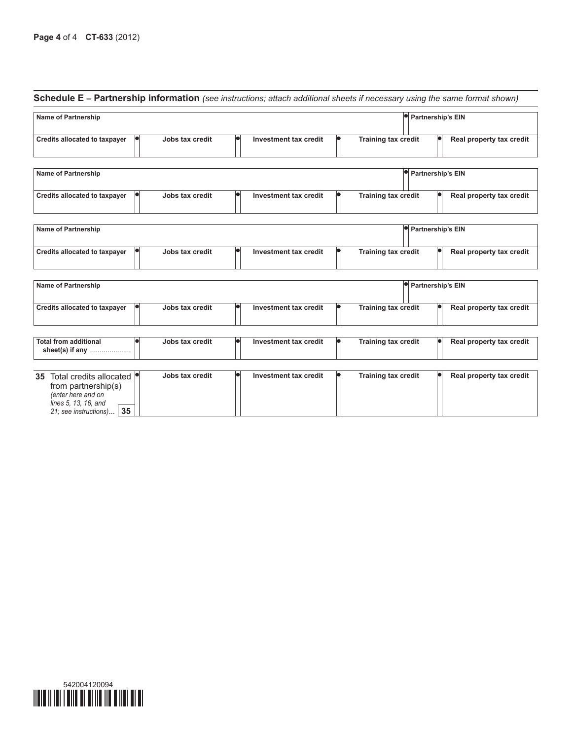## Schedule E – Partnership information *(see instructions; attach additional sheets if necessary using the same format shown)*

| Name of Partnership | | | Partnership's EIN |
|---|---|---|---|
| | | | |

| Credits allocated to taxpayer | Jobs tax credit | Investment tax credit | Training tax credit | Real property tax credit |
|---|---|---|---|---|
| | | | | |

| Name of Partnership | | | Partnership's EIN |
|---|---|---|---|
| | | | |

| Credits allocated to taxpayer | Jobs tax credit | Investment tax credit | Training tax credit | Real property tax credit |
|---|---|---|---|---|
| | | | | |

| Name of Partnership | | | Partnership's EIN |
|---|---|---|---|
| | | | |

| Credits allocated to taxpayer | Jobs tax credit | Investment tax credit | Training tax credit | Real property tax credit |
|---|---|---|---|---|
| | | | | |

| Name of Partnership | | | Partnership's EIN |
|---|---|---|---|
| | | | |

| Credits allocated to taxpayer | Jobs tax credit | Investment tax credit | Training tax credit | Real property tax credit |
|---|---|---|---|---|
| | | | | |

| | Jobs tax credit | Investment tax credit | Training tax credit | Real property tax credit |
|---|---|---|---|---|
| Total from additional sheet(s) if any ..................... | | | | |

| | Jobs tax credit | Investment tax credit | Training tax credit | Real property tax credit |
|---|---|---|---|---|
| **35** Total credits allocated from partnership(s) *(enter here and on lines 5, 13, 16, and 21; see instructions)*... **35** | | | | |

542004120094